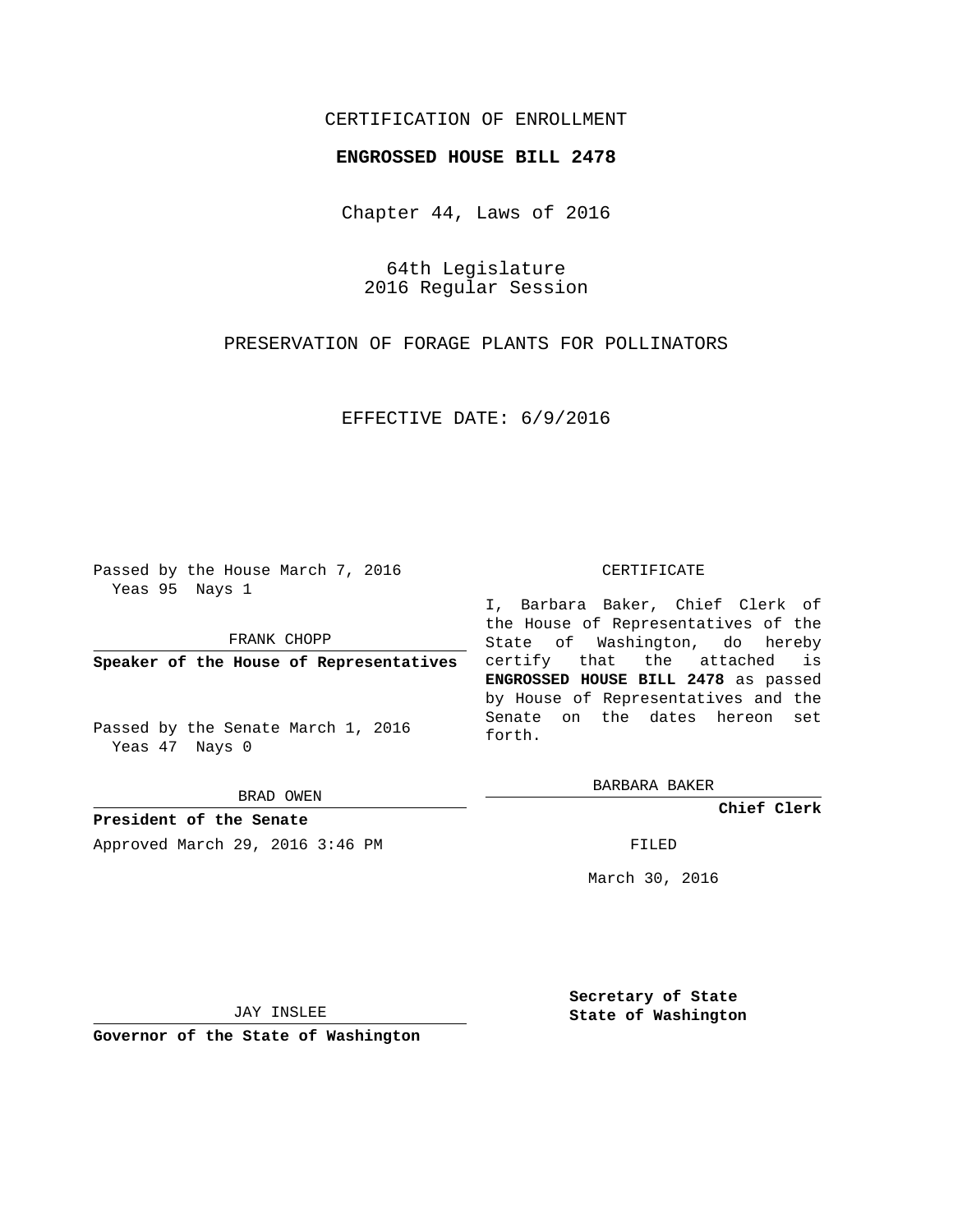CERTIFICATION OF ENROLLMENT

**ENGROSSED HOUSE BILL 2478**

Chapter 44, Laws of 2016

64th Legislature
2016 Regular Session

PRESERVATION OF FORAGE PLANTS FOR POLLINATORS

EFFECTIVE DATE: 6/9/2016

Passed by the House March 7, 2016
Yeas 95 Nays 1

FRANK CHOPP

**Speaker of the House of Representatives**

Passed by the Senate March 1, 2016
Yeas 47 Nays 0

BRAD OWEN

**President of the Senate**

Approved March 29, 2016 3:46 PM

JAY INSLEE

**Governor of the State of Washington**

CERTIFICATE

I, Barbara Baker, Chief Clerk of the House of Representatives of the State of Washington, do hereby certify that the attached is **ENGROSSED HOUSE BILL 2478** as passed by House of Representatives and the Senate on the dates hereon set forth.

BARBARA BAKER

**Chief Clerk**

FILED

March 30, 2016

**Secretary of State**
**State of Washington**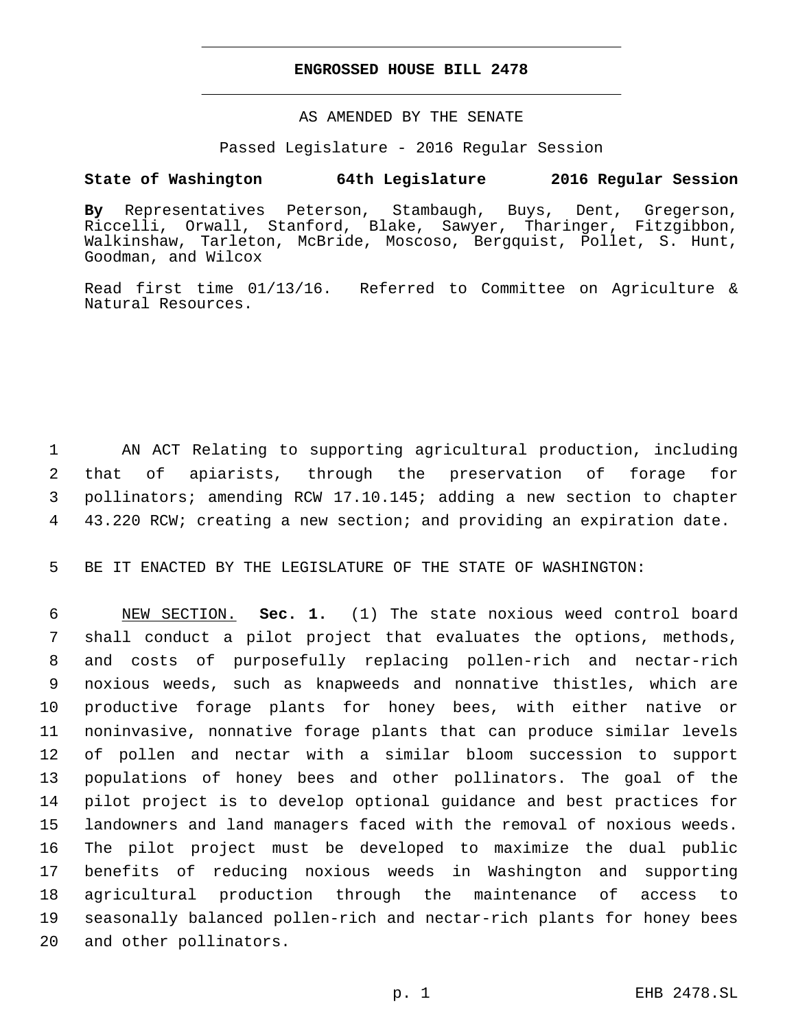# ENGROSSED HOUSE BILL 2478

AS AMENDED BY THE SENATE

Passed Legislature - 2016 Regular Session

**State of Washington 64th Legislature 2016 Regular Session**

**By** Representatives Peterson, Stambaugh, Buys, Dent, Gregerson, Riccelli, Orwall, Stanford, Blake, Sawyer, Tharinger, Fitzgibbon, Walkinshaw, Tarleton, McBride, Moscoso, Bergquist, Pollet, S. Hunt, Goodman, and Wilcox

Read first time 01/13/16. Referred to Committee on Agriculture & Natural Resources.

AN ACT Relating to supporting agricultural production, including that of apiarists, through the preservation of forage for pollinators; amending RCW 17.10.145; adding a new section to chapter 43.220 RCW; creating a new section; and providing an expiration date.

BE IT ENACTED BY THE LEGISLATURE OF THE STATE OF WASHINGTON:

NEW SECTION. **Sec. 1.** (1) The state noxious weed control board shall conduct a pilot project that evaluates the options, methods, and costs of purposefully replacing pollen-rich and nectar-rich noxious weeds, such as knapweeds and nonnative thistles, which are productive forage plants for honey bees, with either native or noninvasive, nonnative forage plants that can produce similar levels of pollen and nectar with a similar bloom succession to support populations of honey bees and other pollinators. The goal of the pilot project is to develop optional guidance and best practices for landowners and land managers faced with the removal of noxious weeds. The pilot project must be developed to maximize the dual public benefits of reducing noxious weeds in Washington and supporting agricultural production through the maintenance of access to seasonally balanced pollen-rich and nectar-rich plants for honey bees and other pollinators.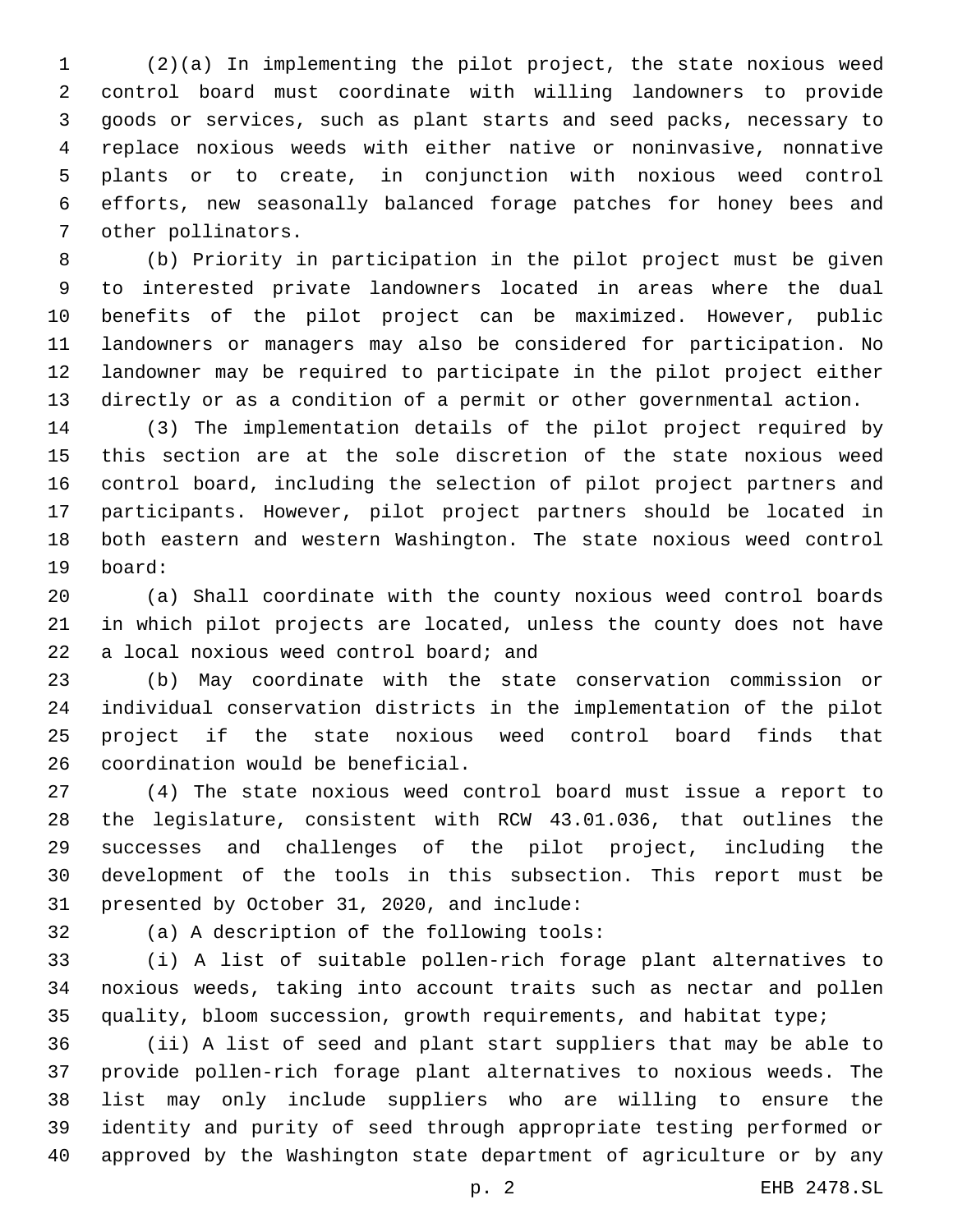(2)(a) In implementing the pilot project, the state noxious weed control board must coordinate with willing landowners to provide goods or services, such as plant starts and seed packs, necessary to replace noxious weeds with either native or noninvasive, nonnative plants or to create, in conjunction with noxious weed control efforts, new seasonally balanced forage patches for honey bees and other pollinators.

(b) Priority in participation in the pilot project must be given to interested private landowners located in areas where the dual benefits of the pilot project can be maximized. However, public landowners or managers may also be considered for participation. No landowner may be required to participate in the pilot project either directly or as a condition of a permit or other governmental action.

(3) The implementation details of the pilot project required by this section are at the sole discretion of the state noxious weed control board, including the selection of pilot project partners and participants. However, pilot project partners should be located in both eastern and western Washington. The state noxious weed control board:

(a) Shall coordinate with the county noxious weed control boards in which pilot projects are located, unless the county does not have a local noxious weed control board; and

(b) May coordinate with the state conservation commission or individual conservation districts in the implementation of the pilot project if the state noxious weed control board finds that coordination would be beneficial.

(4) The state noxious weed control board must issue a report to the legislature, consistent with RCW 43.01.036, that outlines the successes and challenges of the pilot project, including the development of the tools in this subsection. This report must be presented by October 31, 2020, and include:

(a) A description of the following tools:

(i) A list of suitable pollen-rich forage plant alternatives to noxious weeds, taking into account traits such as nectar and pollen quality, bloom succession, growth requirements, and habitat type;

(ii) A list of seed and plant start suppliers that may be able to provide pollen-rich forage plant alternatives to noxious weeds. The list may only include suppliers who are willing to ensure the identity and purity of seed through appropriate testing performed or approved by the Washington state department of agriculture or by any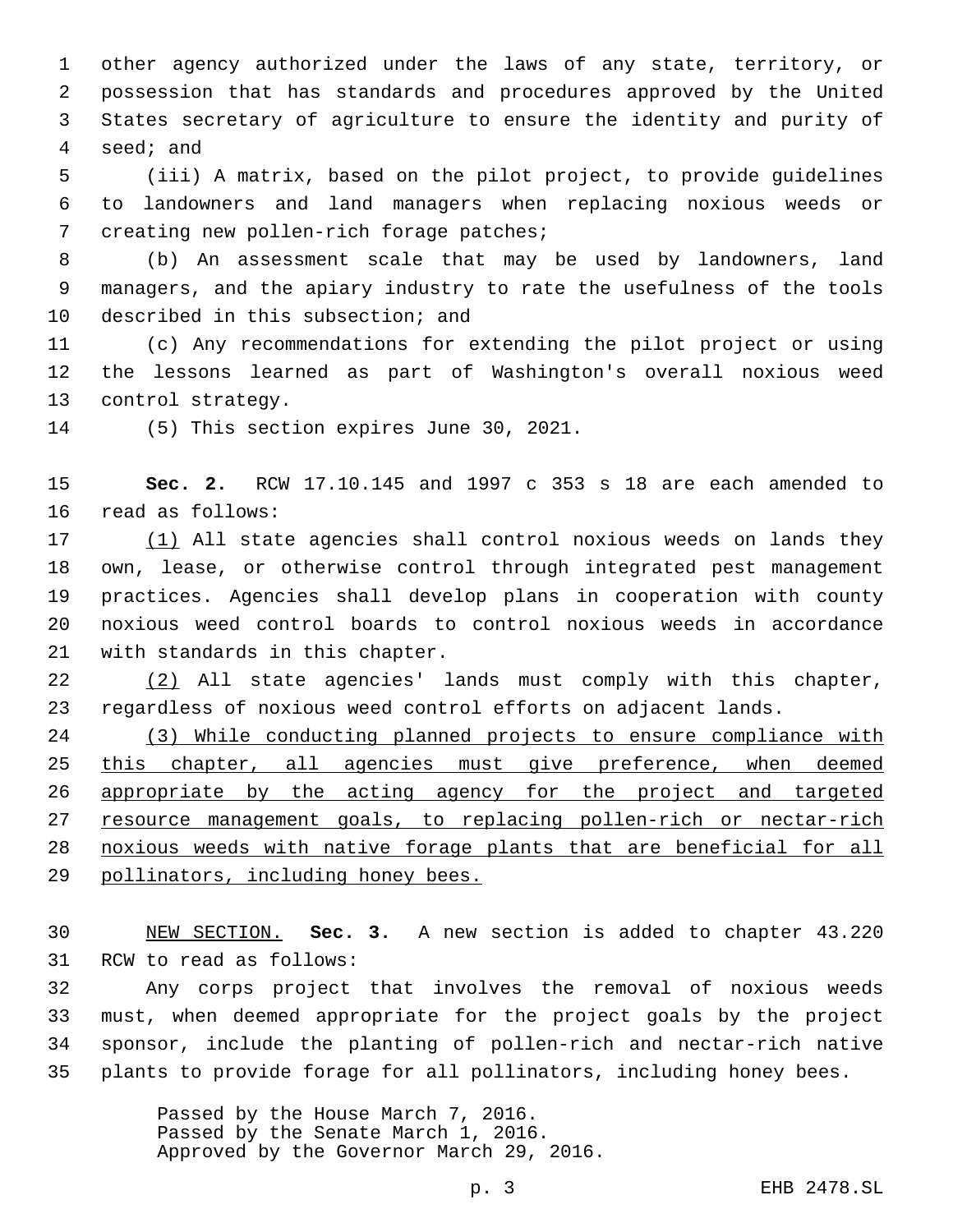other agency authorized under the laws of any state, territory, or possession that has standards and procedures approved by the United States secretary of agriculture to ensure the identity and purity of seed; and

(iii) A matrix, based on the pilot project, to provide guidelines to landowners and land managers when replacing noxious weeds or creating new pollen-rich forage patches;

(b) An assessment scale that may be used by landowners, land managers, and the apiary industry to rate the usefulness of the tools described in this subsection; and

(c) Any recommendations for extending the pilot project or using the lessons learned as part of Washington's overall noxious weed control strategy.

(5) This section expires June 30, 2021.

**Sec. 2.** RCW 17.10.145 and 1997 c 353 s 18 are each amended to read as follows:

(1) All state agencies shall control noxious weeds on lands they own, lease, or otherwise control through integrated pest management practices. Agencies shall develop plans in cooperation with county noxious weed control boards to control noxious weeds in accordance with standards in this chapter.

(2) All state agencies' lands must comply with this chapter, regardless of noxious weed control efforts on adjacent lands.

(3) While conducting planned projects to ensure compliance with this chapter, all agencies must give preference, when deemed appropriate by the acting agency for the project and targeted resource management goals, to replacing pollen-rich or nectar-rich noxious weeds with native forage plants that are beneficial for all pollinators, including honey bees.

NEW SECTION. **Sec. 3.** A new section is added to chapter 43.220 RCW to read as follows:

Any corps project that involves the removal of noxious weeds must, when deemed appropriate for the project goals by the project sponsor, include the planting of pollen-rich and nectar-rich native plants to provide forage for all pollinators, including honey bees.

Passed by the House March 7, 2016.
Passed by the Senate March 1, 2016.
Approved by the Governor March 29, 2016.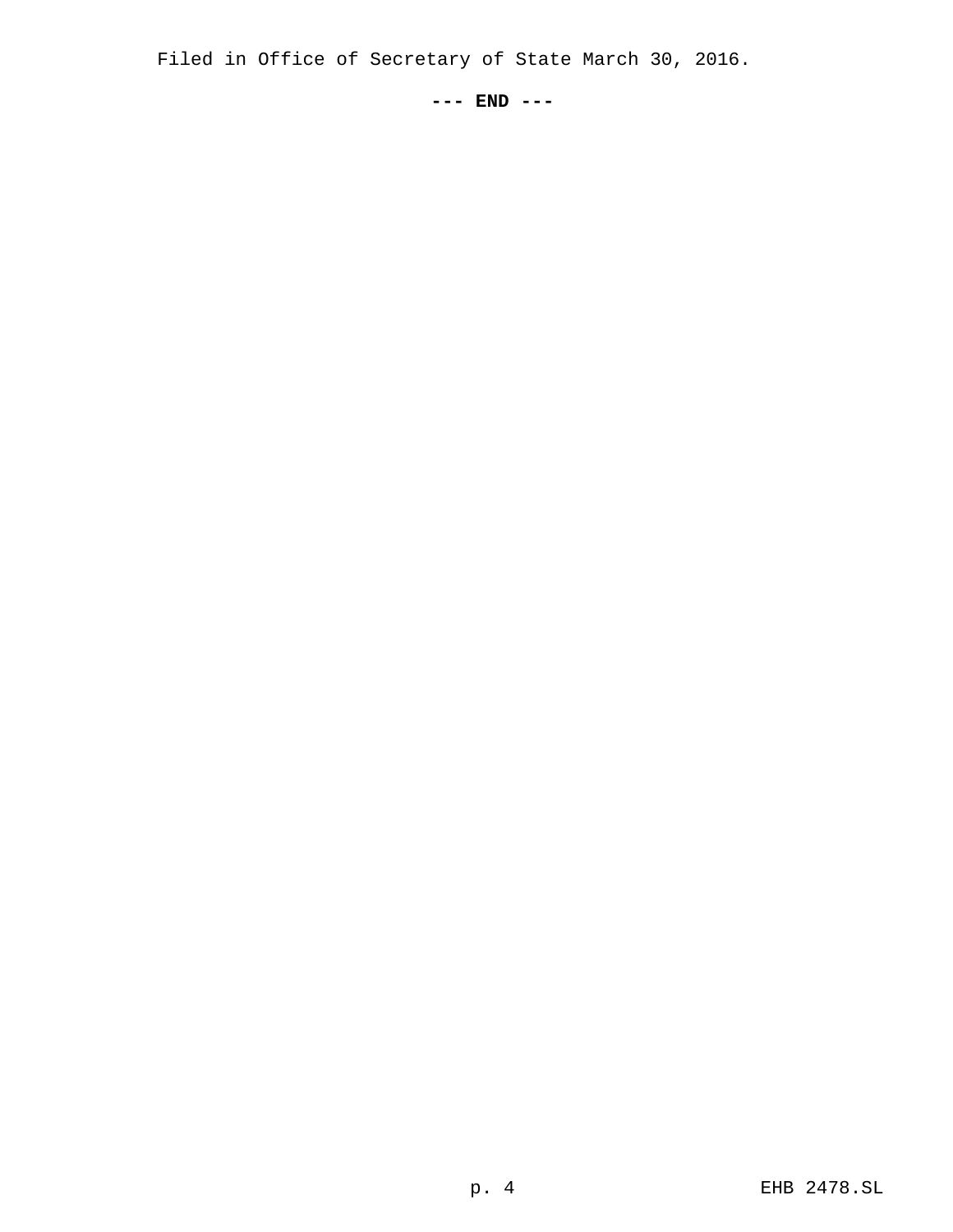Filed in Office of Secretary of State March 30, 2016.

**--- END ---**